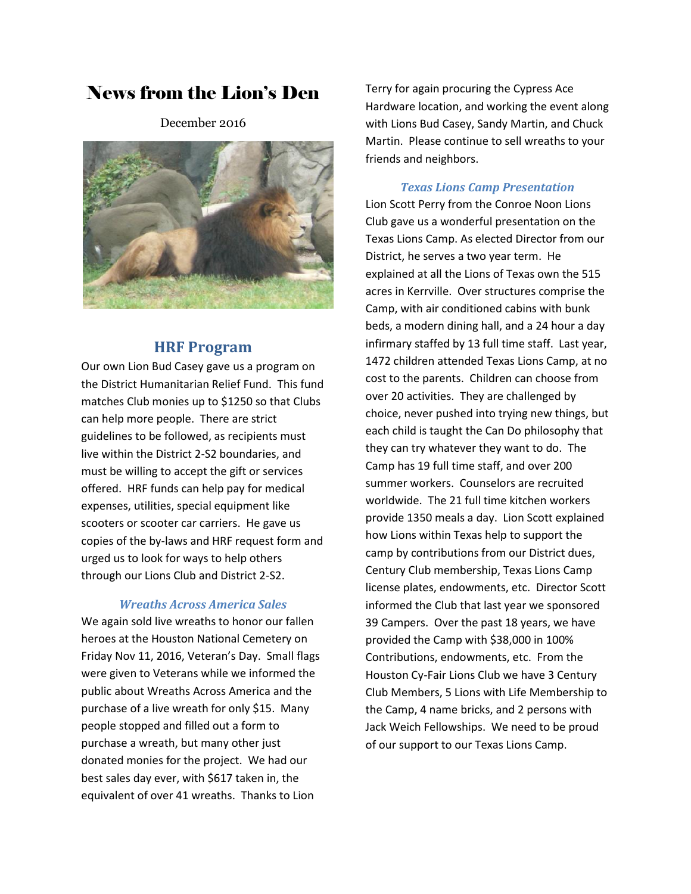# News from the Lion's Den

December 2016

## HRF Program

Our own Lion Bud Casey gave us a program on the District Humanitarian Relief Fund. This fund matches Club monies up to $1250 so that Clubs can help more people. There are strict guidelines to be followed, as recipients must live within the District 2-S2 boundaries, and must be willing to accept the gift or services offered. HRF funds can help pay for medical expenses, utilities, special equipment like scooters or scooter car carriers. He gave us copies of the by-laws and HRF request form and urged us to look for ways to help others through our Lions Club and District 2-S2.

### *Wreaths Across America Sales*

We again sold live wreaths to honor our fallen heroes at the Houston National Cemetery on Friday Nov 11, 2016, Veteran's Day. Small flags were given to Veterans while we informed the public about Wreaths Across America and the purchase of a live wreath for only $15. Many people stopped and filled out a form to purchase a wreath, but many other just donated monies for the project. We had our best sales day ever, with $617 taken in, the equivalent of over 41 wreaths. Thanks to Lion Terry for again procuring the Cypress Ace Hardware location, and working the event along with Lions Bud Casey, Sandy Martin, and Chuck Martin. Please continue to sell wreaths to your friends and neighbors.

### *Texas Lions Camp Presentation*

Lion Scott Perry from the Conroe Noon Lions Club gave us a wonderful presentation on the Texas Lions Camp. As elected Director from our District, he serves a two year term. He explained at all the Lions of Texas own the 515 acres in Kerrville. Over structures comprise the Camp, with air conditioned cabins with bunk beds, a modern dining hall, and a 24 hour a day infirmary staffed by 13 full time staff. Last year, 1472 children attended Texas Lions Camp, at no cost to the parents. Children can choose from over 20 activities. They are challenged by choice, never pushed into trying new things, but each child is taught the Can Do philosophy that they can try whatever they want to do. The Camp has 19 full time staff, and over 200 summer workers. Counselors are recruited worldwide. The 21 full time kitchen workers provide 1350 meals a day. Lion Scott explained how Lions within Texas help to support the camp by contributions from our District dues, Century Club membership, Texas Lions Camp license plates, endowments, etc. Director Scott informed the Club that last year we sponsored 39 Campers. Over the past 18 years, we have provided the Camp with $38,000 in 100% Contributions, endowments, etc. From the Houston Cy-Fair Lions Club we have 3 Century Club Members, 5 Lions with Life Membership to the Camp, 4 name bricks, and 2 persons with Jack Weich Fellowships. We need to be proud of our support to our Texas Lions Camp.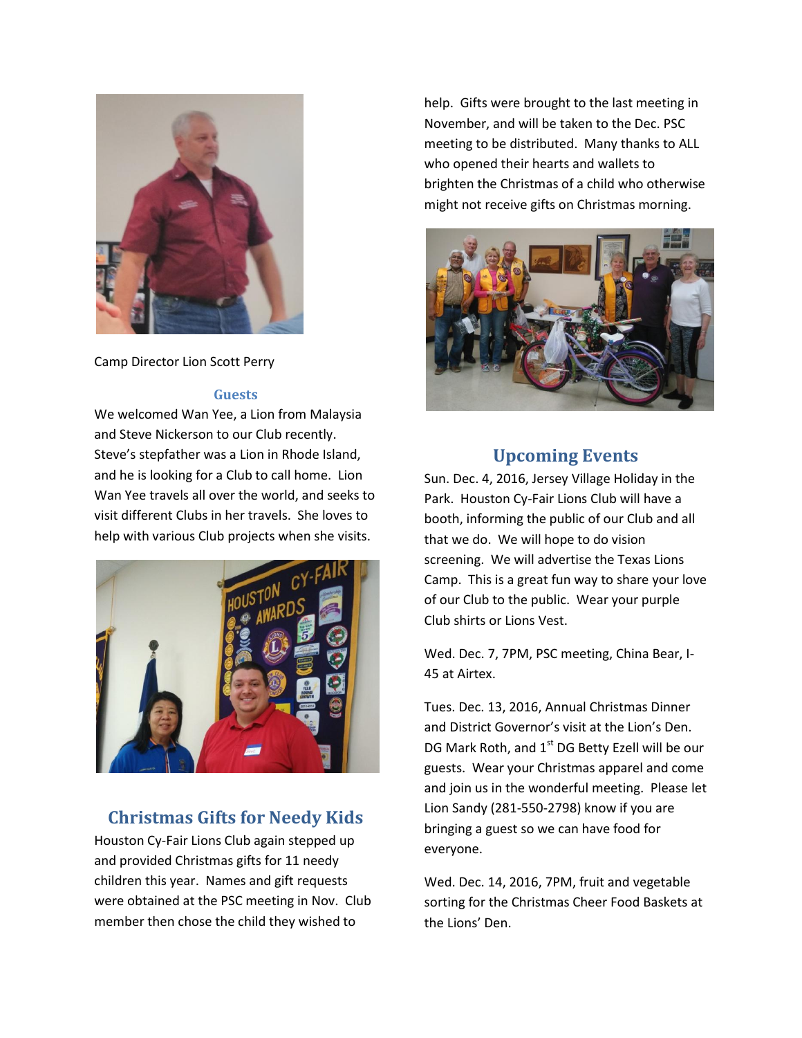Camp Director Lion Scott Perry

### Guests

We welcomed Wan Yee, a Lion from Malaysia and Steve Nickerson to our Club recently. Steve's stepfather was a Lion in Rhode Island, and he is looking for a Club to call home. Lion Wan Yee travels all over the world, and seeks to visit different Clubs in her travels. She loves to help with various Club projects when she visits.

## Christmas Gifts for Needy Kids

Houston Cy-Fair Lions Club again stepped up and provided Christmas gifts for 11 needy children this year. Names and gift requests were obtained at the PSC meeting in Nov. Club member then chose the child they wished to help. Gifts were brought to the last meeting in November, and will be taken to the Dec. PSC meeting to be distributed. Many thanks to ALL who opened their hearts and wallets to brighten the Christmas of a child who otherwise might not receive gifts on Christmas morning.

## Upcoming Events

Sun. Dec. 4, 2016, Jersey Village Holiday in the Park. Houston Cy-Fair Lions Club will have a booth, informing the public of our Club and all that we do. We will hope to do vision screening. We will advertise the Texas Lions Camp. This is a great fun way to share your love of our Club to the public. Wear your purple Club shirts or Lions Vest.

Wed. Dec. 7, 7PM, PSC meeting, China Bear, I-45 at Airtex.

Tues. Dec. 13, 2016, Annual Christmas Dinner and District Governor's visit at the Lion's Den. DG Mark Roth, and 1st DG Betty Ezell will be our guests. Wear your Christmas apparel and come and join us in the wonderful meeting. Please let Lion Sandy (281-550-2798) know if you are bringing a guest so we can have food for everyone.

Wed. Dec. 14, 2016, 7PM, fruit and vegetable sorting for the Christmas Cheer Food Baskets at the Lions' Den.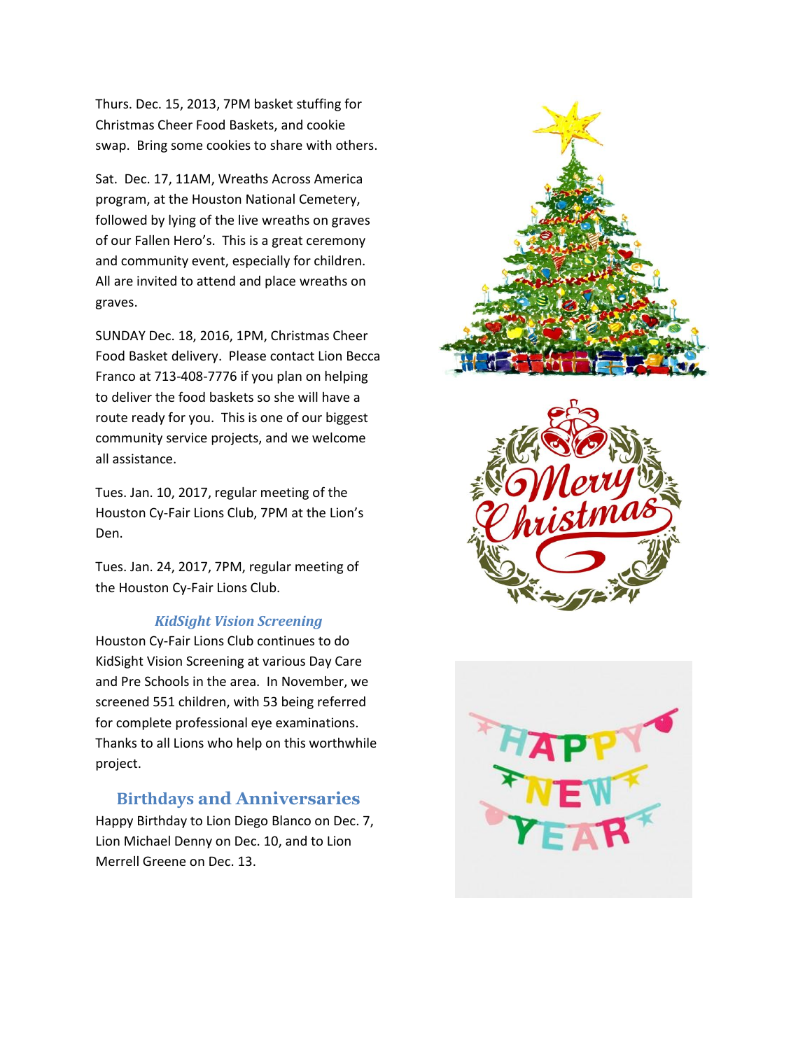Thurs. Dec. 15, 2013, 7PM basket stuffing for Christmas Cheer Food Baskets, and cookie swap. Bring some cookies to share with others.

Sat. Dec. 17, 11AM, Wreaths Across America program, at the Houston National Cemetery, followed by lying of the live wreaths on graves of our Fallen Hero's. This is a great ceremony and community event, especially for children. All are invited to attend and place wreaths on graves.

SUNDAY Dec. 18, 2016, 1PM, Christmas Cheer Food Basket delivery. Please contact Lion Becca Franco at 713-408-7776 if you plan on helping to deliver the food baskets so she will have a route ready for you. This is one of our biggest community service projects, and we welcome all assistance.

Tues. Jan. 10, 2017, regular meeting of the Houston Cy-Fair Lions Club, 7PM at the Lion's Den.

Tues. Jan. 24, 2017, 7PM, regular meeting of the Houston Cy-Fair Lions Club.

### *KidSight Vision Screening*

Houston Cy-Fair Lions Club continues to do KidSight Vision Screening at various Day Care and Pre Schools in the area. In November, we screened 551 children, with 53 being referred for complete professional eye examinations. Thanks to all Lions who help on this worthwhile project.

## Birthdays and Anniversaries

Happy Birthday to Lion Diego Blanco on Dec. 7, Lion Michael Denny on Dec. 10, and to Lion Merrell Greene on Dec. 13.